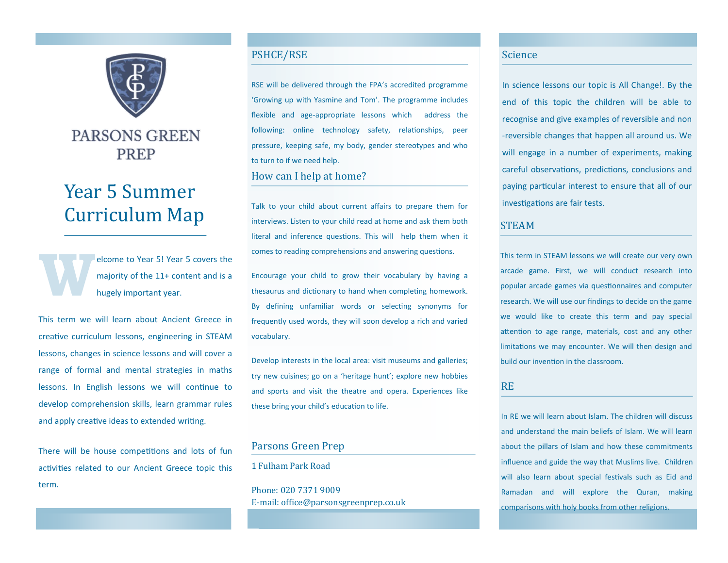PARSONS GREEN PREP

# Year 5 Summer Curriculum Map

Welcome to Year 5! Year 5 covers the majority of the 11+ content and is a hugely important year.

This term we will learn about Ancient Greece in creative curriculum lessons, engineering in STEAM lessons, changes in science lessons and will cover a range of formal and mental strategies in maths lessons. In English lessons we will continue to develop comprehension skills, learn grammar rules and apply creative ideas to extended writing.

There will be house competitions and lots of fun activities related to our Ancient Greece topic this term.

## PSHCE/RSE

RSE will be delivered through the FPA's accredited programme 'Growing up with Yasmine and Tom'. The programme includes flexible and age-appropriate lessons which address the following: online technology safety, relationships, peer pressure, keeping safe, my body, gender stereotypes and who to turn to if we need help.

## How can I help at home?

Talk to your child about current affairs to prepare them for interviews. Listen to your child read at home and ask them both literal and inference questions. This will help them when it comes to reading comprehensions and answering questions.

Encourage your child to grow their vocabulary by having a thesaurus and dictionary to hand when completing homework. By defining unfamiliar words or selecting synonyms for frequently used words, they will soon develop a rich and varied vocabulary.

Develop interests in the local area: visit museums and galleries; try new cuisines; go on a 'heritage hunt'; explore new hobbies and sports and visit the theatre and opera. Experiences like these bring your child's education to life.

## Parsons Green Prep

1 Fulham Park Road

Phone: 020 7371 9009
E-mail: office@parsonsgreenprep.co.uk

## Science

In science lessons our topic is All Change!. By the end of this topic the children will be able to recognise and give examples of reversible and non-reversible changes that happen all around us. We will engage in a number of experiments, making careful observations, predictions, conclusions and paying particular interest to ensure that all of our investigations are fair tests.

## STEAM

This term in STEAM lessons we will create our very own arcade game. First, we will conduct research into popular arcade games via questionnaires and computer research. We will use our findings to decide on the game we would like to create this term and pay special attention to age range, materials, cost and any other limitations we may encounter. We will then design and build our invention in the classroom.

## RE

In RE we will learn about Islam. The children will discuss and understand the main beliefs of Islam. We will learn about the pillars of Islam and how these commitments influence and guide the way that Muslims live. Children will also learn about special festivals such as Eid and Ramadan and will explore the Quran, making comparisons with holy books from other religions.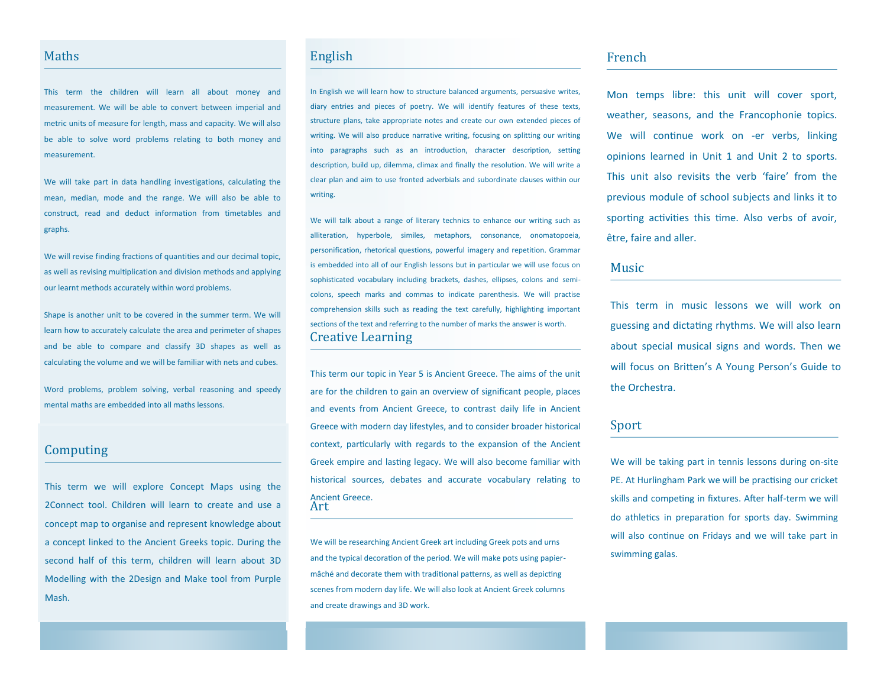## Maths

This term the children will learn all about money and measurement. We will be able to convert between imperial and metric units of measure for length, mass and capacity. We will also be able to solve word problems relating to both money and measurement.

We will take part in data handling investigations, calculating the mean, median, mode and the range. We will also be able to construct, read and deduct information from timetables and graphs.

We will revise finding fractions of quantities and our decimal topic, as well as revising multiplication and division methods and applying our learnt methods accurately within word problems.

Shape is another unit to be covered in the summer term. We will learn how to accurately calculate the area and perimeter of shapes and be able to compare and classify 3D shapes as well as calculating the volume and we will be familiar with nets and cubes.

Word problems, problem solving, verbal reasoning and speedy mental maths are embedded into all maths lessons.

## Computing

This term we will explore Concept Maps using the 2Connect tool. Children will learn to create and use a concept map to organise and represent knowledge about a concept linked to the Ancient Greeks topic. During the second half of this term, children will learn about 3D Modelling with the 2Design and Make tool from Purple Mash.

## English

In English we will learn how to structure balanced arguments, persuasive writes, diary entries and pieces of poetry. We will identify features of these texts, structure plans, take appropriate notes and create our own extended pieces of writing. We will also produce narrative writing, focusing on splitting our writing into paragraphs such as an introduction, character description, setting description, build up, dilemma, climax and finally the resolution. We will write a clear plan and aim to use fronted adverbials and subordinate clauses within our writing.

We will talk about a range of literary technics to enhance our writing such as alliteration, hyperbole, similes, metaphors, consonance, onomatopoeia, personification, rhetorical questions, powerful imagery and repetition. Grammar is embedded into all of our English lessons but in particular we will use focus on sophisticated vocabulary including brackets, dashes, ellipses, colons and semi-colons, speech marks and commas to indicate parenthesis. We will practise comprehension skills such as reading the text carefully, highlighting important sections of the text and referring to the number of marks the answer is worth.

## Creative Learning

This term our topic in Year 5 is Ancient Greece. The aims of the unit are for the children to gain an overview of significant people, places and events from Ancient Greece, to contrast daily life in Ancient Greece with modern day lifestyles, and to consider broader historical context, particularly with regards to the expansion of the Ancient Greek empire and lasting legacy. We will also become familiar with historical sources, debates and accurate vocabulary relating to Ancient Greece.

## Art

We will be researching Ancient Greek art including Greek pots and urns and the typical decoration of the period. We will make pots using papier-mâché and decorate them with traditional patterns, as well as depicting scenes from modern day life. We will also look at Ancient Greek columns and create drawings and 3D work.

## French

Mon temps libre: this unit will cover sport, weather, seasons, and the Francophonie topics. We will continue work on -er verbs, linking opinions learned in Unit 1 and Unit 2 to sports. This unit also revisits the verb 'faire' from the previous module of school subjects and links it to sporting activities this time. Also verbs of avoir, être, faire and aller.

## Music

This term in music lessons we will work on guessing and dictating rhythms. We will also learn about special musical signs and words. Then we will focus on Britten's A Young Person's Guide to the Orchestra.

## Sport

We will be taking part in tennis lessons during on-site PE. At Hurlingham Park we will be practising our cricket skills and competing in fixtures. After half-term we will do athletics in preparation for sports day. Swimming will also continue on Fridays and we will take part in swimming galas.